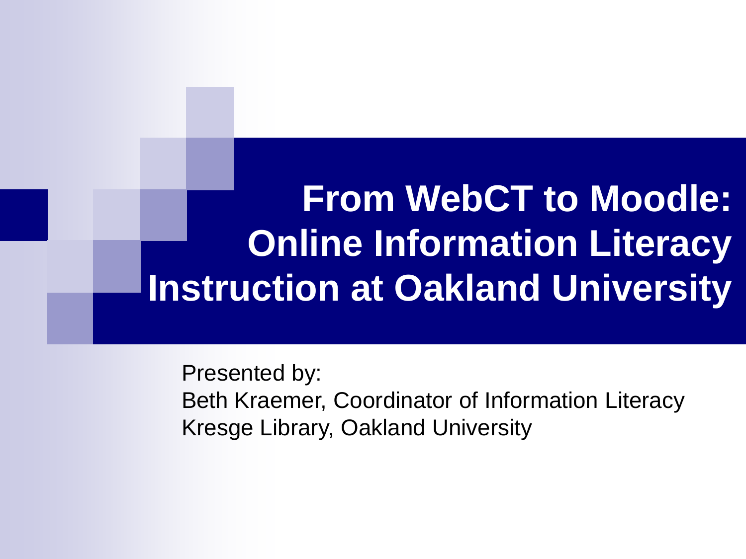# From WebCT to Moodle: Online Information Literacy Instruction at Oakland University

Presented by:
Beth Kraemer, Coordinator of Information Literacy
Kresge Library, Oakland University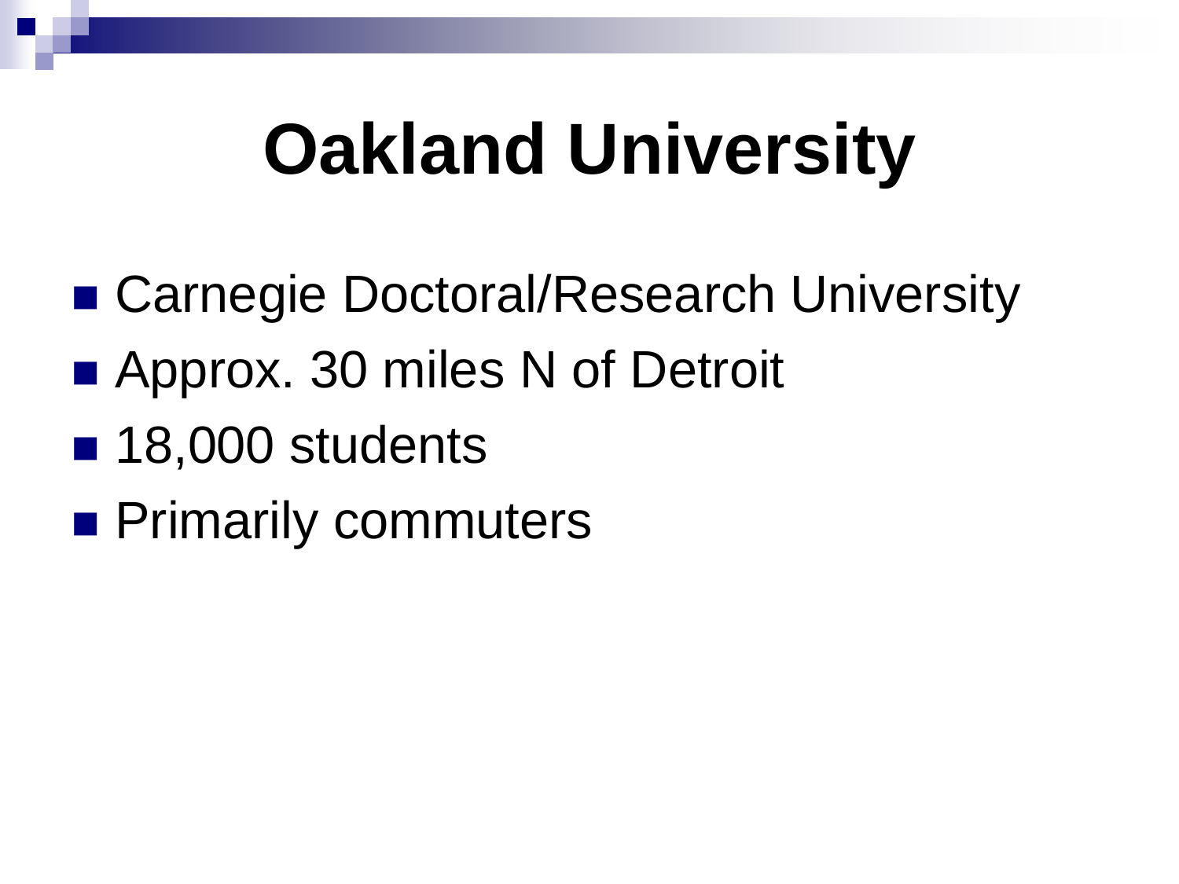# Oakland University

- Carnegie Doctoral/Research University
- Approx. 30 miles N of Detroit
- 18,000 students
- Primarily commuters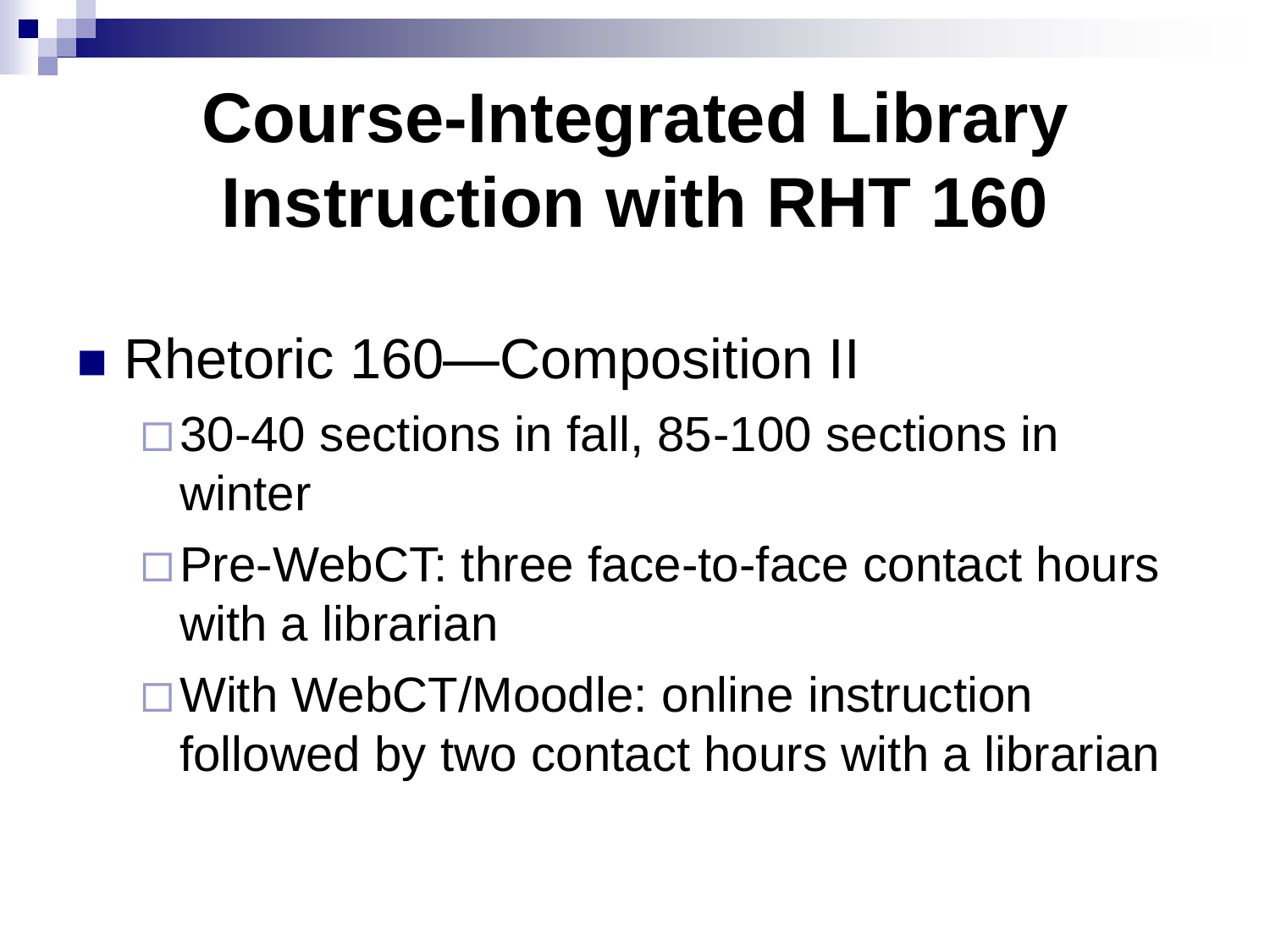# Course-Integrated Library Instruction with RHT 160

- Rhetoric 160—Composition II
  - 30-40 sections in fall, 85-100 sections in winter
  - Pre-WebCT: three face-to-face contact hours with a librarian
  - With WebCT/Moodle: online instruction followed by two contact hours with a librarian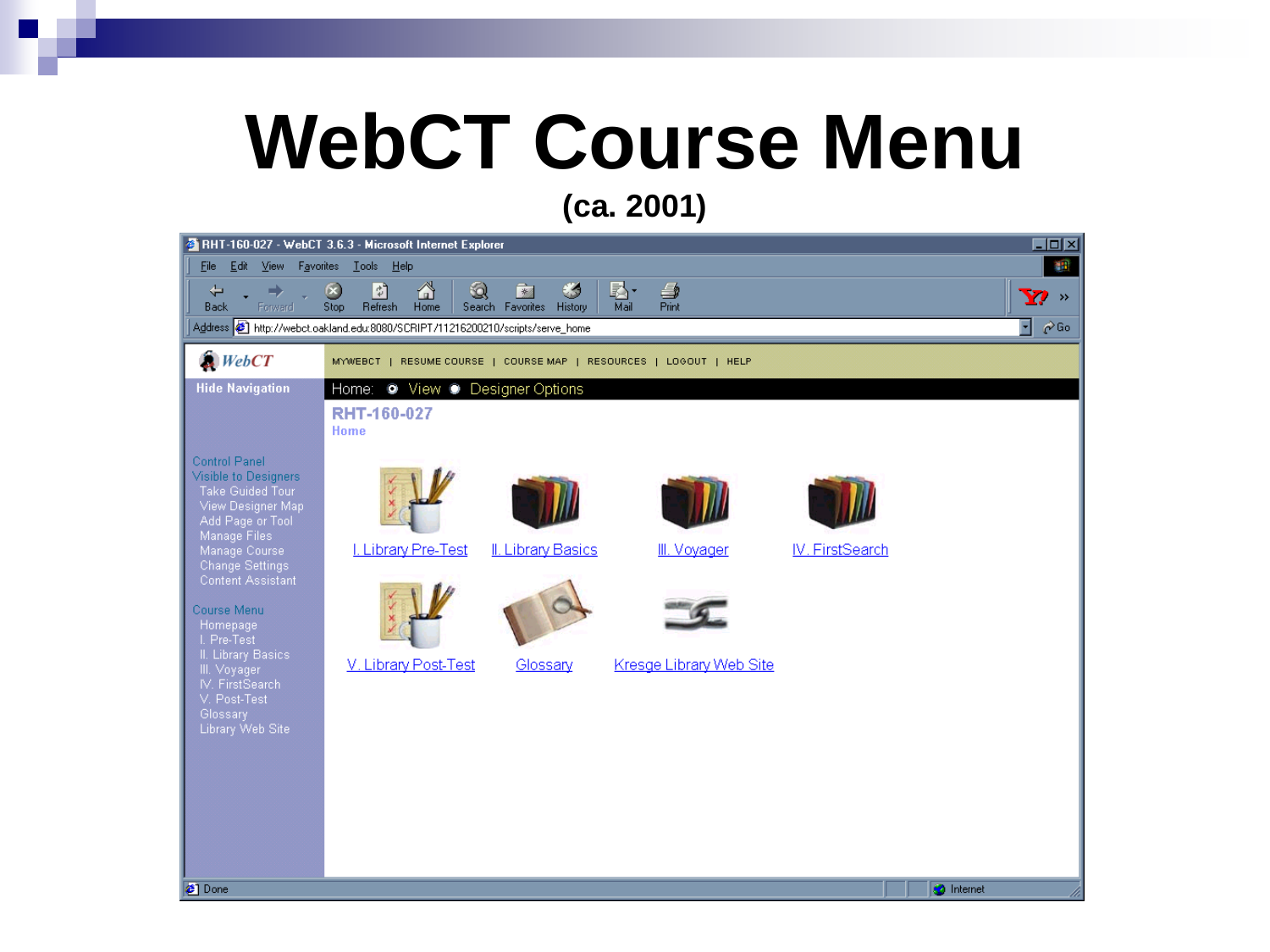# WebCT Course Menu

**(ca. 2001)**

RHT-160-027 - WebCT 3.6.3 - Microsoft Internet Explorer

File Edit View Favorites Tools Help

Back Forward Stop Refresh Home Search Favorites History Mail Print

Address http://webct.oakland.edu:8080/SCRIPT/11216200210/scripts/serve_home

WebCT

MYWEBCT | RESUME COURSE | COURSE MAP | RESOURCES | LOGOUT | HELP

Hide Navigation

Home: View Designer Options

**RHT-160-027**

Home

Control Panel
Visible to Designers
- Take Guided Tour
- View Designer Map
- Add Page or Tool
- Manage Files
- Manage Course
- Change Settings
- Content Assistant

Course Menu
- Homepage
- I. Pre-Test
- II. Library Basics
- III. Voyager
- IV. FirstSearch
- V. Post-Test
- Glossary
- Library Web Site

I. Library Pre-Test | II. Library Basics | III. Voyager | IV. FirstSearch

V. Library Post-Test | Glossary | Kresge Library Web Site

Done | Internet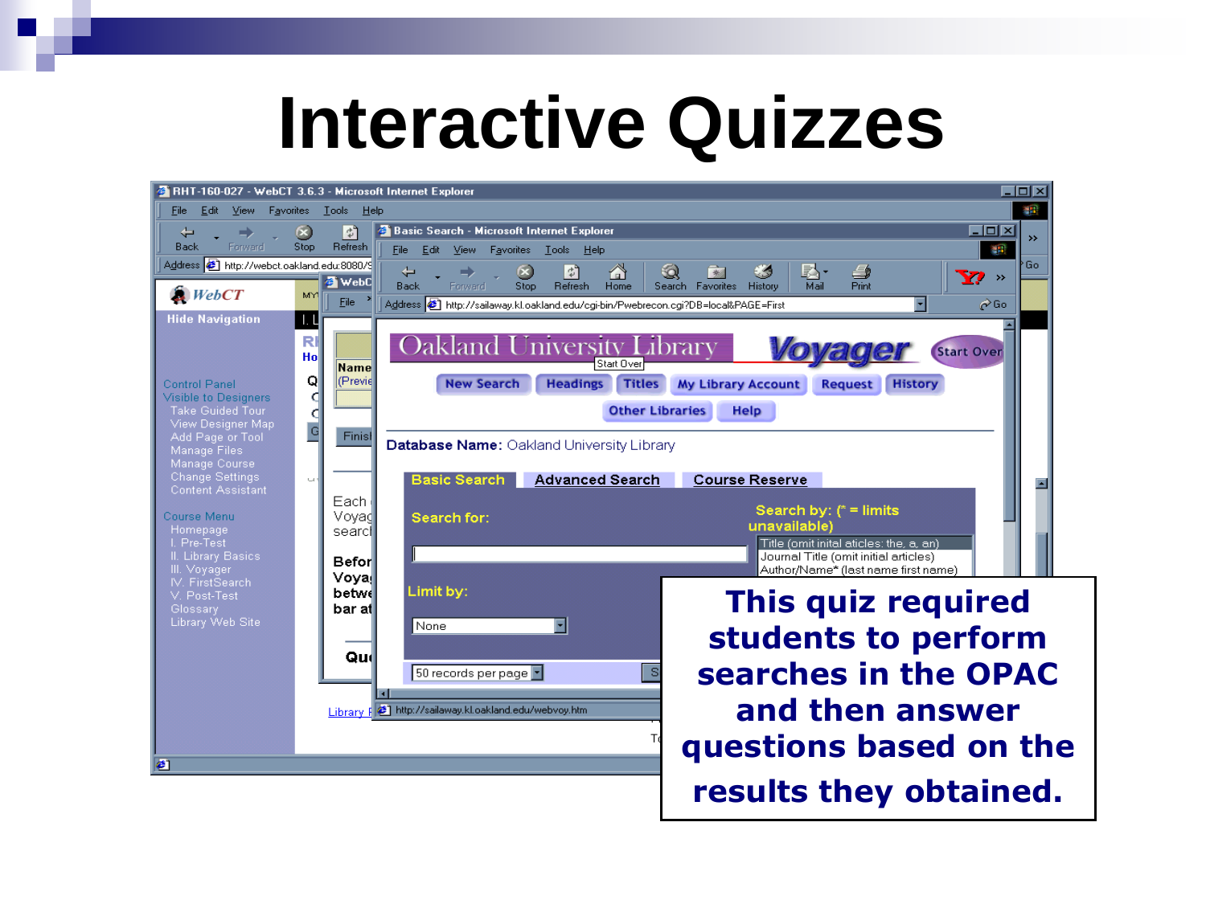# Interactive Quizzes

This quiz required students to perform searches in the OPAC and then answer questions based on the results they obtained.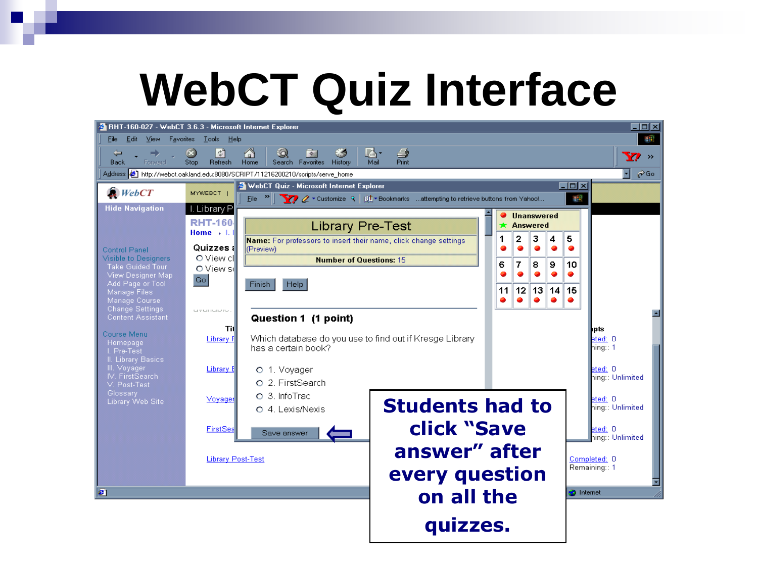# WebCT Quiz Interface

Students had to click "Save answer" after every question on all the quizzes.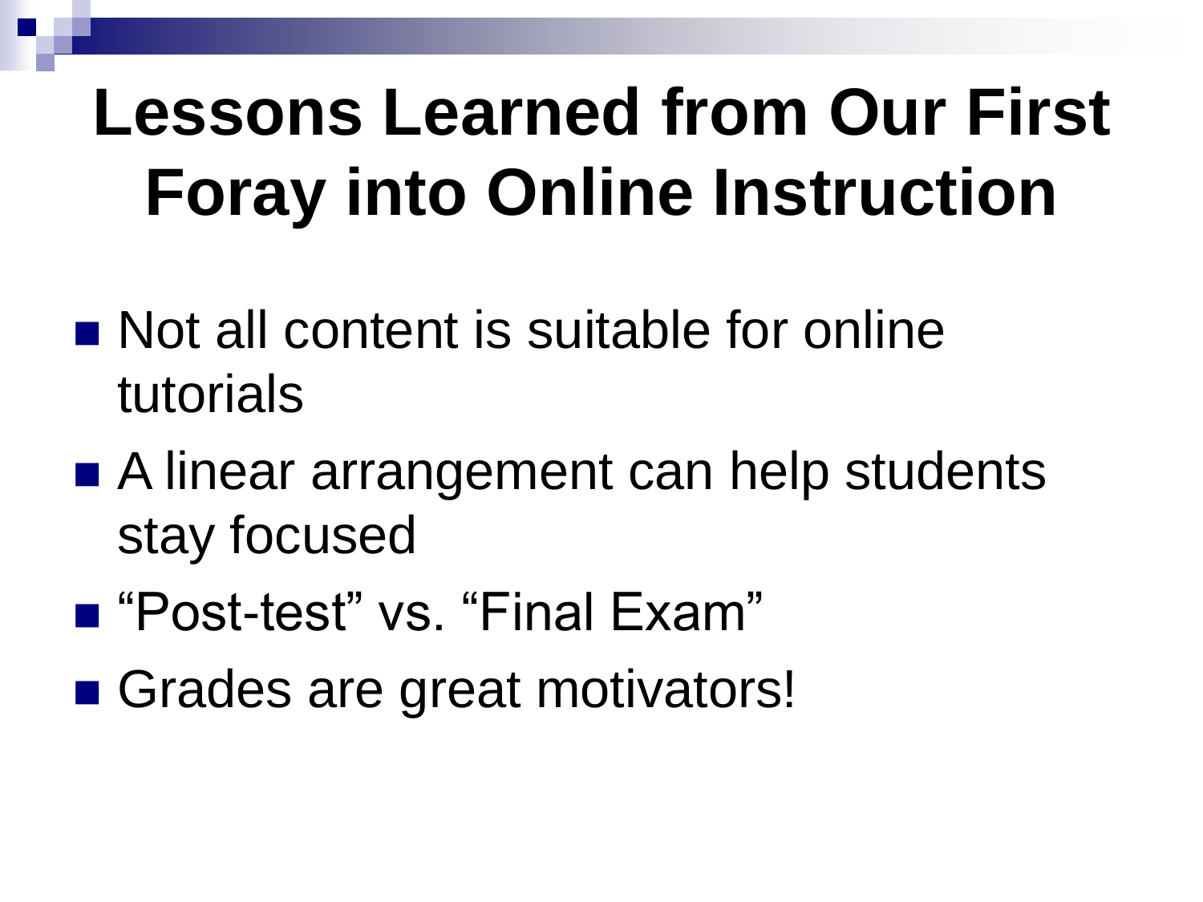# Lessons Learned from Our First Foray into Online Instruction

- Not all content is suitable for online tutorials
- A linear arrangement can help students stay focused
- "Post-test" vs. "Final Exam"
- Grades are great motivators!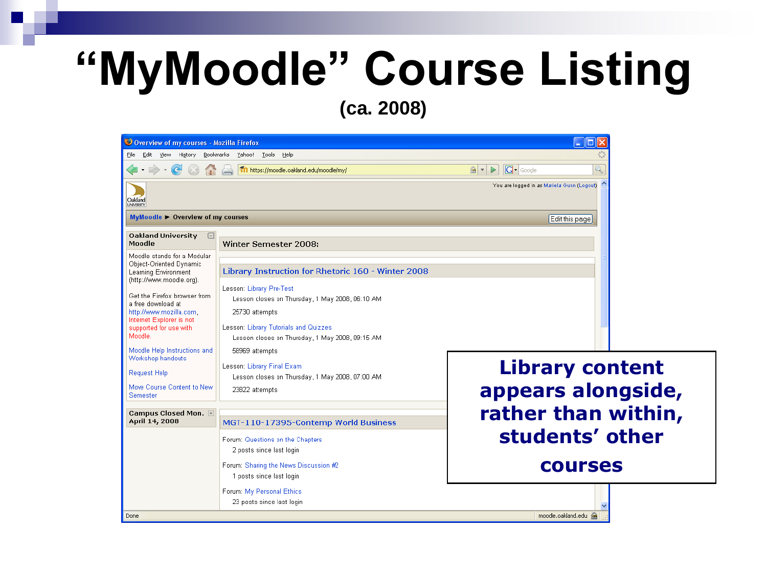# "MyMoodle" Course Listing

**(ca. 2008)**

Overview of my courses - Mozilla Firefox

File Edit View History Bookmarks Yahoo! Tools Help

https://moodle.oakland.edu/moodle/my/

You are logged in as Mariela Gunn (Logout)

MyMoodle ► Overview of my courses

Edit this page

**Oakland University Moodle**

Moodle stands for a Modular Object-Oriented Dynamic Learning Environment (http://www.moodle.org).

Get the Firefox browser from a free download at http://www.mozilla.com. Internet Explorer is not supported for use with Moodle.

Moodle Help Instructions and Workshop handouts

Request Help

Move Course Content to New Semester

**Campus Closed Mon. April 14, 2008**

Winter Semester 2008:

Library Instruction for Rhetoric 160 - Winter 2008

Lesson: Library Pre-Test
Lesson closes on Thursday, 1 May 2008, 06:10 AM
25730 attempts

Lesson: Library Tutorials and Quizzes
Lesson closes on Thursday, 1 May 2008, 09:15 AM
58969 attempts

Lesson: Library Final Exam
Lesson closes on Thursday, 1 May 2008, 07:00 AM
23822 attempts

MGT-110-17395-Contemp World Business

Forum: Questions on the Chapters
2 posts since last login

Forum: Sharing the News Discussion #2
1 posts since last login

Forum: My Personal Ethics
23 posts since last login

Done

moodle.oakland.edu

**Library content appears alongside, rather than within, students' other courses**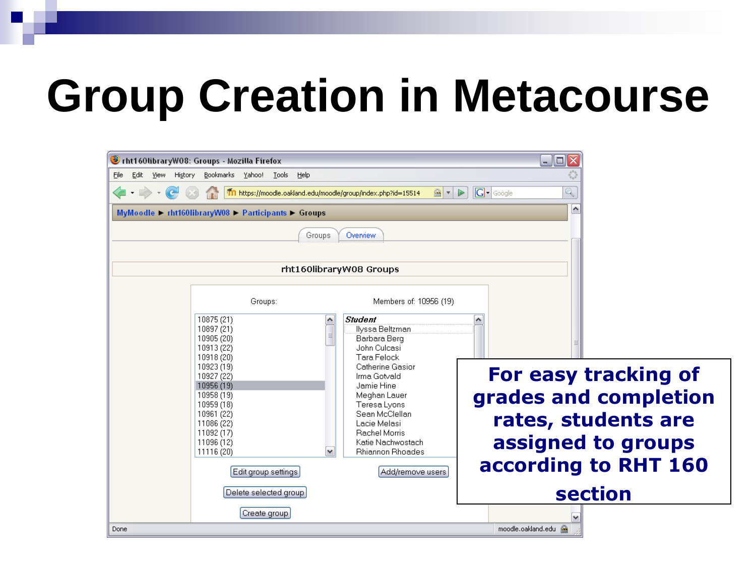# Group Creation in Metacourse

rht160libraryW08: Groups - Mozilla Firefox

File Edit View History Bookmarks Yahoo! Tools Help

https://moodle.oakland.edu/moodle/group/index.php?id=15514

MyMoodle ► rht160libraryW08 ► Participants ► Groups

Groups | Overview

rht160libraryW08 Groups

| Groups: | Members of: 10956 (19) |
| --- | --- |
| 10875 (21) | *Student* |
| 10897 (21) | Ilyssa Beltzman |
| 10905 (20) | Barbara Berg |
| 10913 (22) | John Culcasi |
| 10918 (20) | Tara Felock |
| 10923 (19) | Catherine Gasior |
| 10927 (22) | Irma Gotvald |
| 10956 (19) | Jamie Hine |
| 10958 (19) | Meghan Lauer |
| 10959 (18) | Teresa Lyons |
| 10961 (22) | Sean McClellan |
| 11086 (22) | Lacie Melasi |
| 11092 (17) | Rachel Morris |
| 11096 (12) | Katie Nachwostach |
| 11116 (20) | Rhiannon Rhoades |

Edit group settings | Add/remove users

Delete selected group

Create group

Done | moodle.oakland.edu

**For easy tracking of grades and completion rates, students are assigned to groups according to RHT 160 section**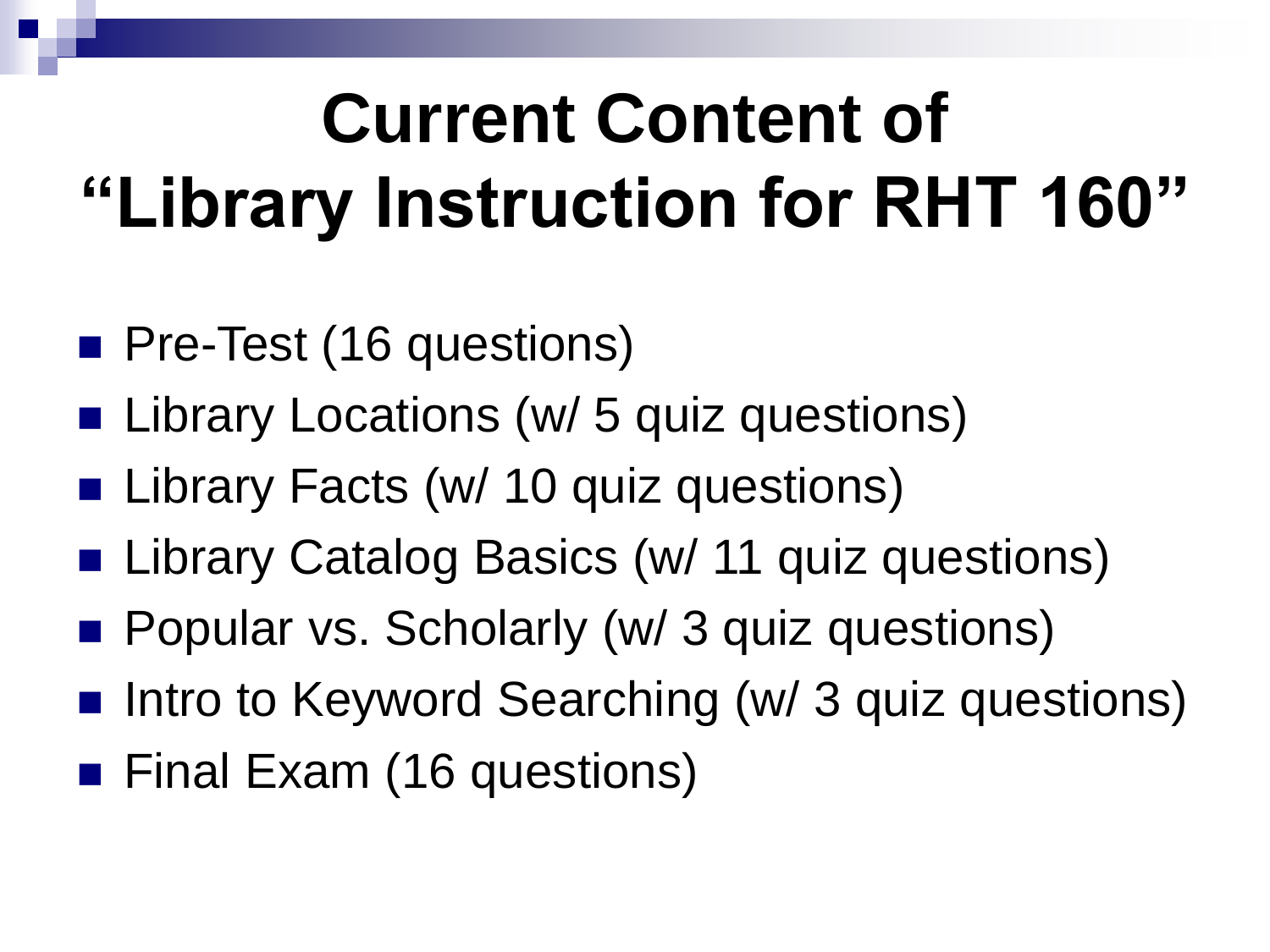# Current Content of "Library Instruction for RHT 160"

- Pre-Test (16 questions)
- Library Locations (w/ 5 quiz questions)
- Library Facts (w/ 10 quiz questions)
- Library Catalog Basics (w/ 11 quiz questions)
- Popular vs. Scholarly (w/ 3 quiz questions)
- Intro to Keyword Searching (w/ 3 quiz questions)
- Final Exam (16 questions)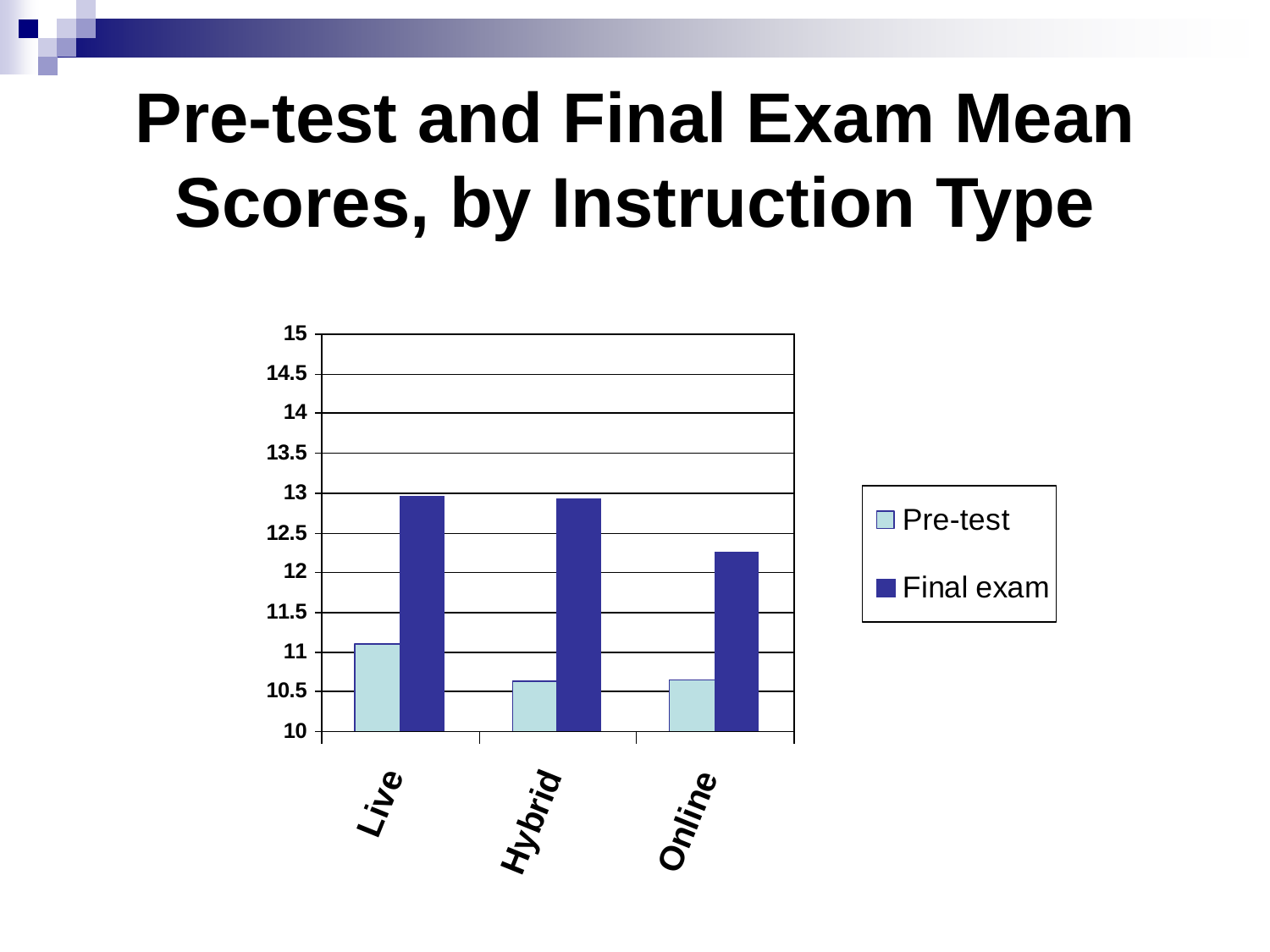# Pre-test and Final Exam Mean Scores, by Instruction Type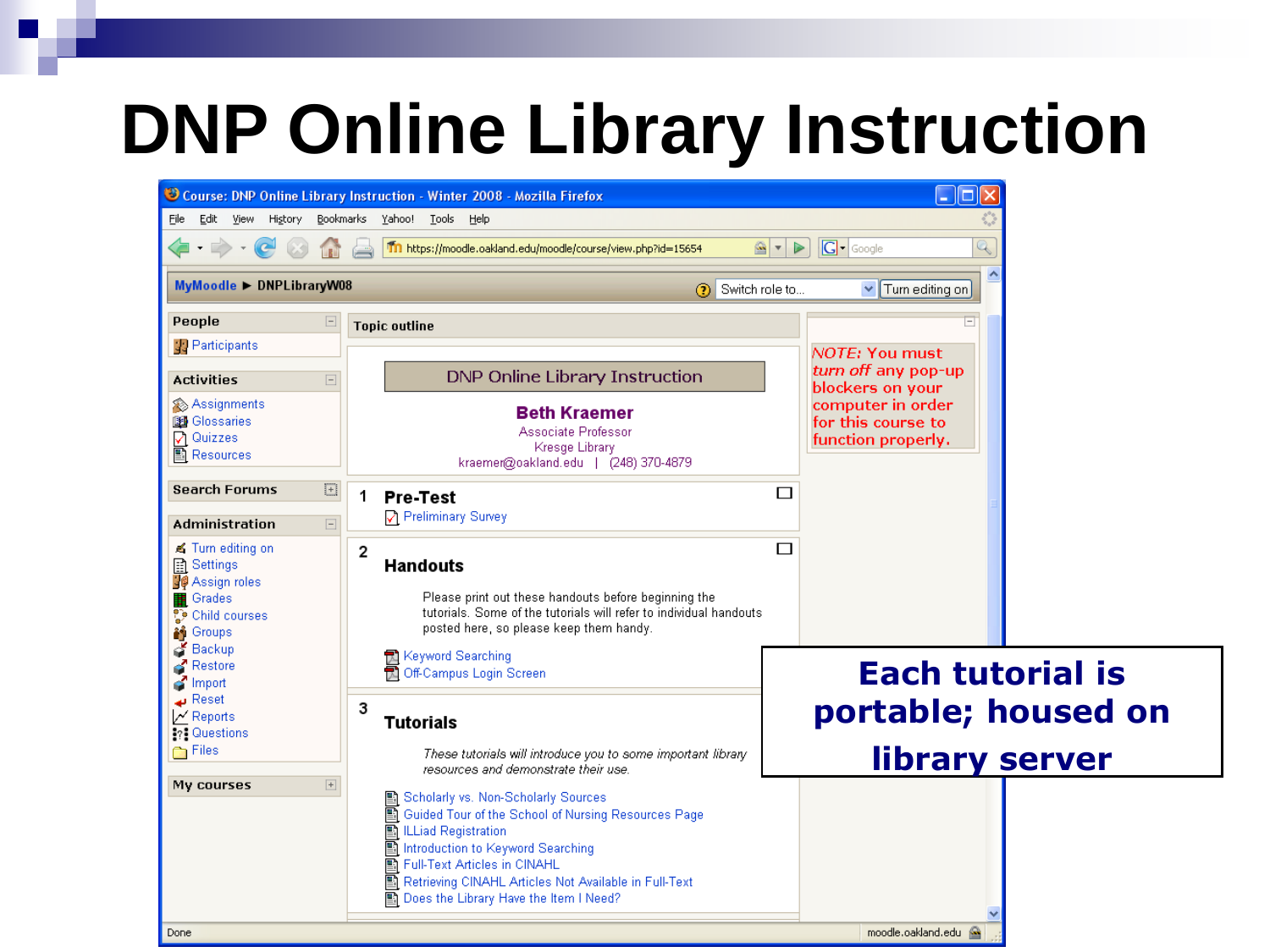# DNP Online Library Instruction

Course: DNP Online Library Instruction - Winter 2008 - Mozilla Firefox

File Edit View History Bookmarks Yahoo! Tools Help

https://moodle.oakland.edu/moodle/course/view.php?id=15654

MyMoodle ► DNPLibraryW08

Switch role to... | Turn editing on

**People**

- Participants

**Activities**

- Assignments
- Glossaries
- Quizzes
- Resources

**Search Forums**

**Administration**

- Turn editing on
- Settings
- Assign roles
- Grades
- Child courses
- Groups
- Backup
- Restore
- Import
- Reset
- Reports
- Questions
- Files

**My courses**

**Topic outline**

DNP Online Library Instruction

**Beth Kraemer**
Associate Professor
Kresge Library
kraemer@oakland.edu | (248) 370-4879

**1 Pre-Test**

- Preliminary Survey

**2 Handouts**

Please print out these handouts before beginning the tutorials. Some of the tutorials will refer to individual handouts posted here, so please keep them handy.

- Keyword Searching
- Off-Campus Login Screen

**3 Tutorials**

*These tutorials will introduce you to some important library resources and demonstrate their use.*

- Scholarly vs. Non-Scholarly Sources
- Guided Tour of the School of Nursing Resources Page
- ILLiad Registration
- Introduction to Keyword Searching
- Full-Text Articles in CINAHL
- Retrieving CINAHL Articles Not Available in Full-Text
- Does the Library Have the Item I Need?

*NOTE:* You must *turn off* any pop-up blockers on your computer in order for this course to function properly.

Done | moodle.oakland.edu

**Each tutorial is portable; housed on library server**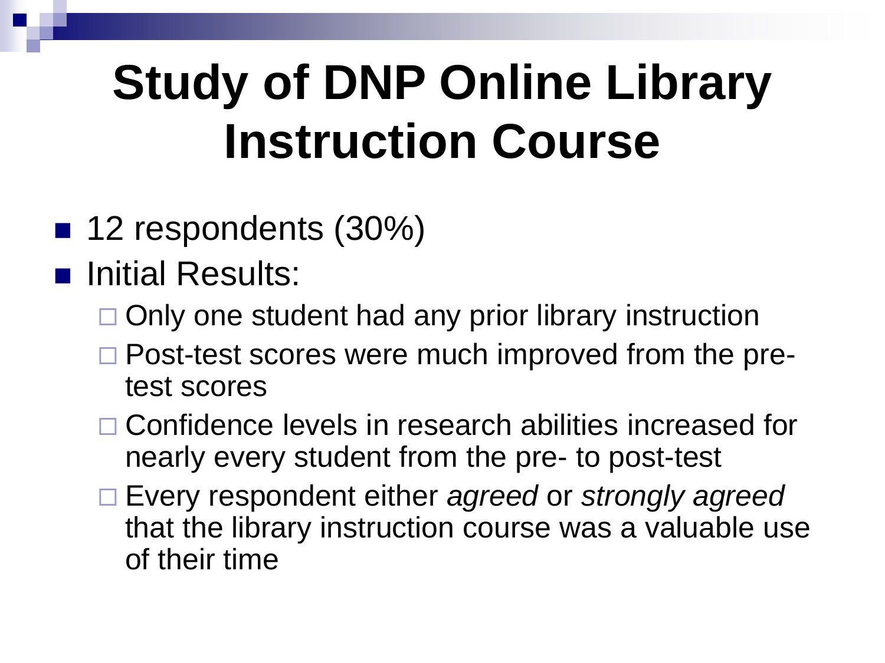# Study of DNP Online Library Instruction Course

- 12 respondents (30%)
- Initial Results:
  - Only one student had any prior library instruction
  - Post-test scores were much improved from the pre-test scores
  - Confidence levels in research abilities increased for nearly every student from the pre- to post-test
  - Every respondent either *agreed* or *strongly agreed* that the library instruction course was a valuable use of their time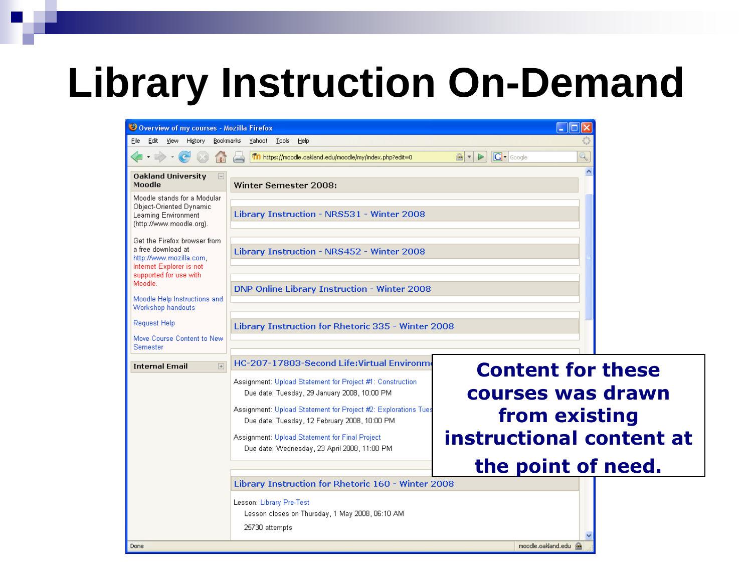# Library Instruction On-Demand

Overview of my courses - Mozilla Firefox

File Edit View History Bookmarks Yahoo! Tools Help

https://moodle.oakland.edu/moodle/my/index.php?edit=0

**Oakland University Moodle**

Moodle stands for a Modular Object-Oriented Dynamic Learning Environment (http://www.moodle.org).

Get the Firefox browser from a free download at http://www.mozilla.com, Internet Explorer is not supported for use with Moodle.

Moodle Help Instructions and Workshop handouts

Request Help

Move Course Content to New Semester

**Internal Email**

Winter Semester 2008:

Library Instruction - NRS531 - Winter 2008

Library Instruction - NRS452 - Winter 2008

DNP Online Library Instruction - Winter 2008

Library Instruction for Rhetoric 335 - Winter 2008

HC-207-17803-Second Life:Virtual Environm

Assignment: Upload Statement for Project #1: Construction
Due date: Tuesday, 29 January 2008, 10:00 PM

Assignment: Upload Statement for Project #2: Explorations Tues
Due date: Tuesday, 12 February 2008, 10:00 PM

Assignment: Upload Statement for Final Project
Due date: Wednesday, 23 April 2008, 11:00 PM

Library Instruction for Rhetoric 160 - Winter 2008

Lesson: Library Pre-Test
Lesson closes on Thursday, 1 May 2008, 06:10 AM
25730 attempts

Done moodle.oakland.edu

**Content for these courses was drawn from existing instructional content at the point of need.**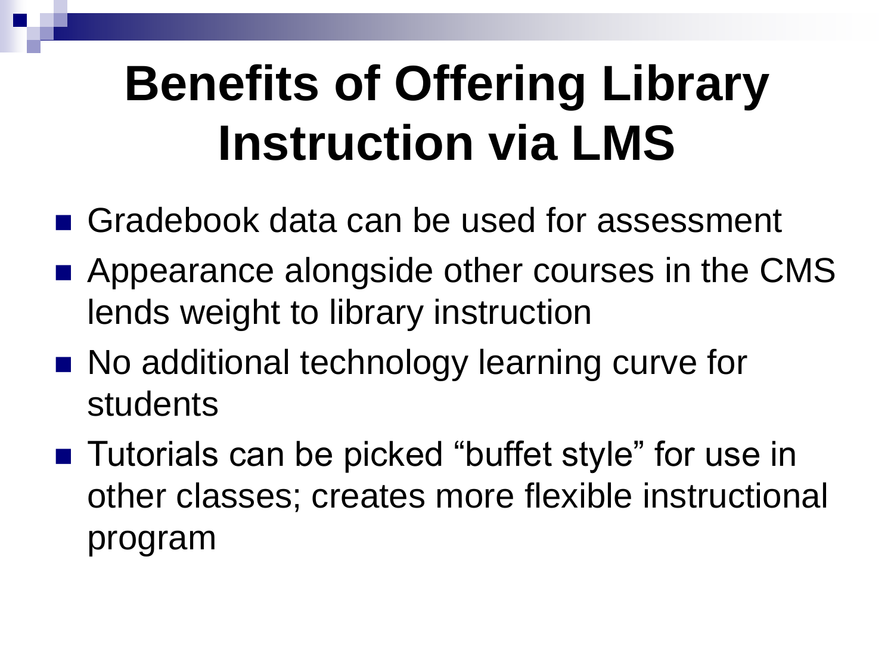# Benefits of Offering Library Instruction via LMS

- Gradebook data can be used for assessment
- Appearance alongside other courses in the CMS lends weight to library instruction
- No additional technology learning curve for students
- Tutorials can be picked "buffet style" for use in other classes; creates more flexible instructional program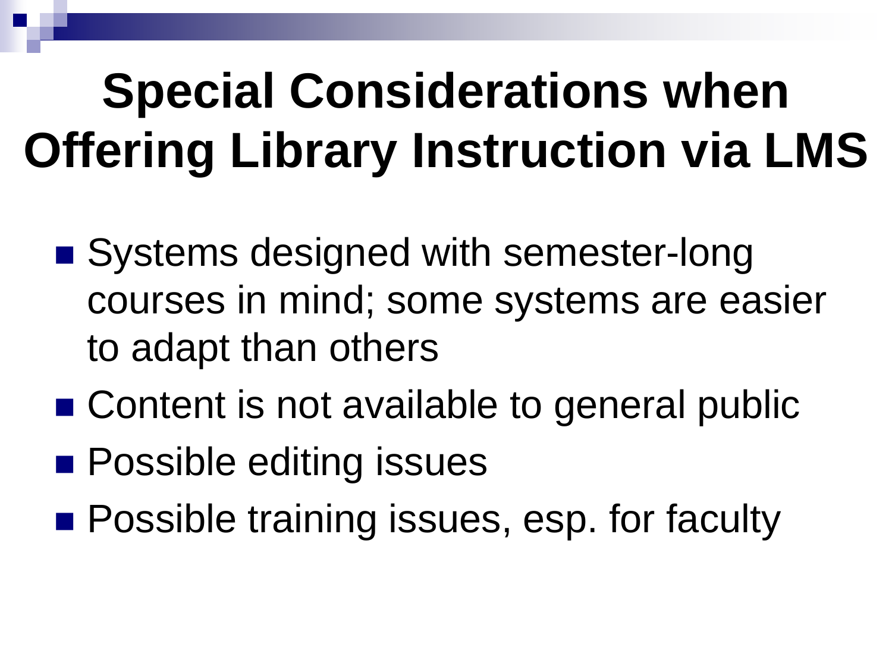# Special Considerations when Offering Library Instruction via LMS

- Systems designed with semester-long courses in mind; some systems are easier to adapt than others
- Content is not available to general public
- Possible editing issues
- Possible training issues, esp. for faculty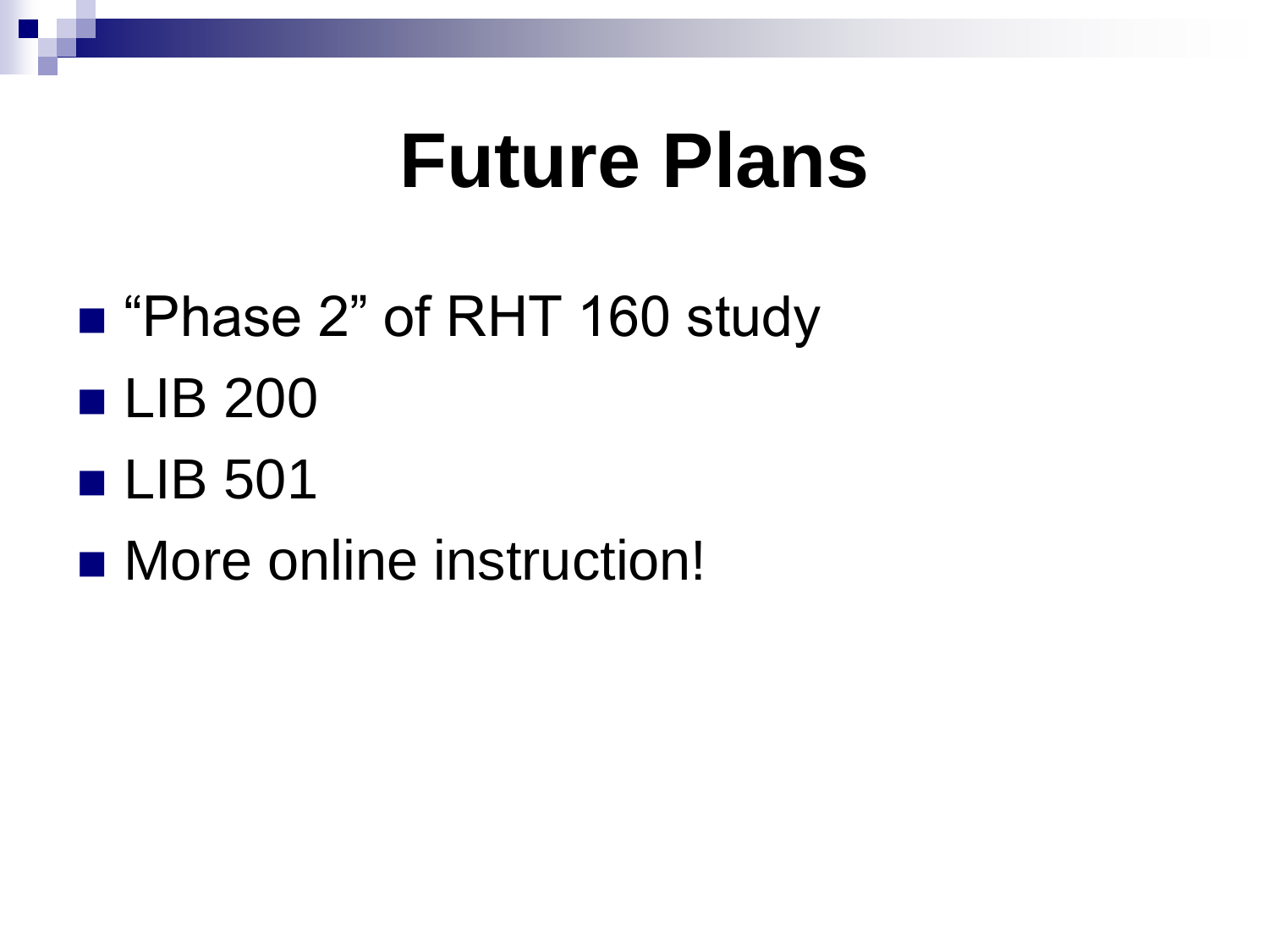# Future Plans

- "Phase 2" of RHT 160 study
- LIB 200
- LIB 501
- More online instruction!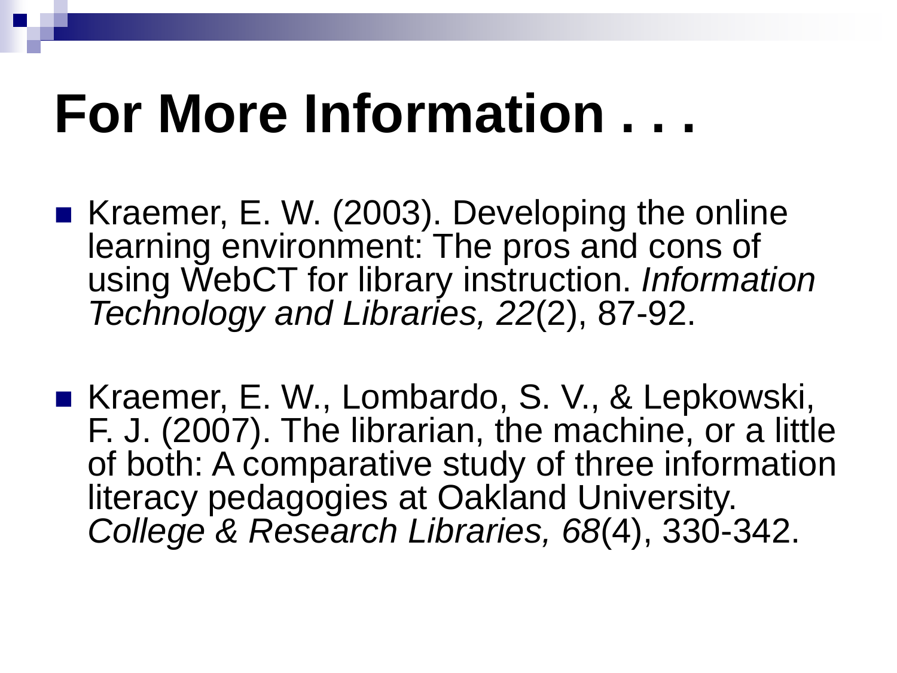# For More Information . . .

- Kraemer, E. W. (2003). Developing the online learning environment: The pros and cons of using WebCT for library instruction. *Information Technology and Libraries, 22*(2), 87-92.

- Kraemer, E. W., Lombardo, S. V., & Lepkowski, F. J. (2007). The librarian, the machine, or a little of both: A comparative study of three information literacy pedagogies at Oakland University. *College & Research Libraries, 68*(4), 330-342.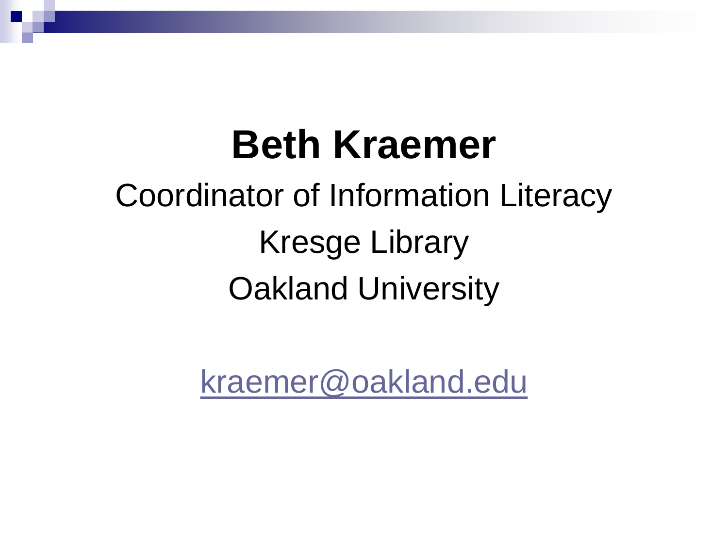# Beth Kraemer

Coordinator of Information Literacy

Kresge Library

Oakland University

kraemer@oakland.edu